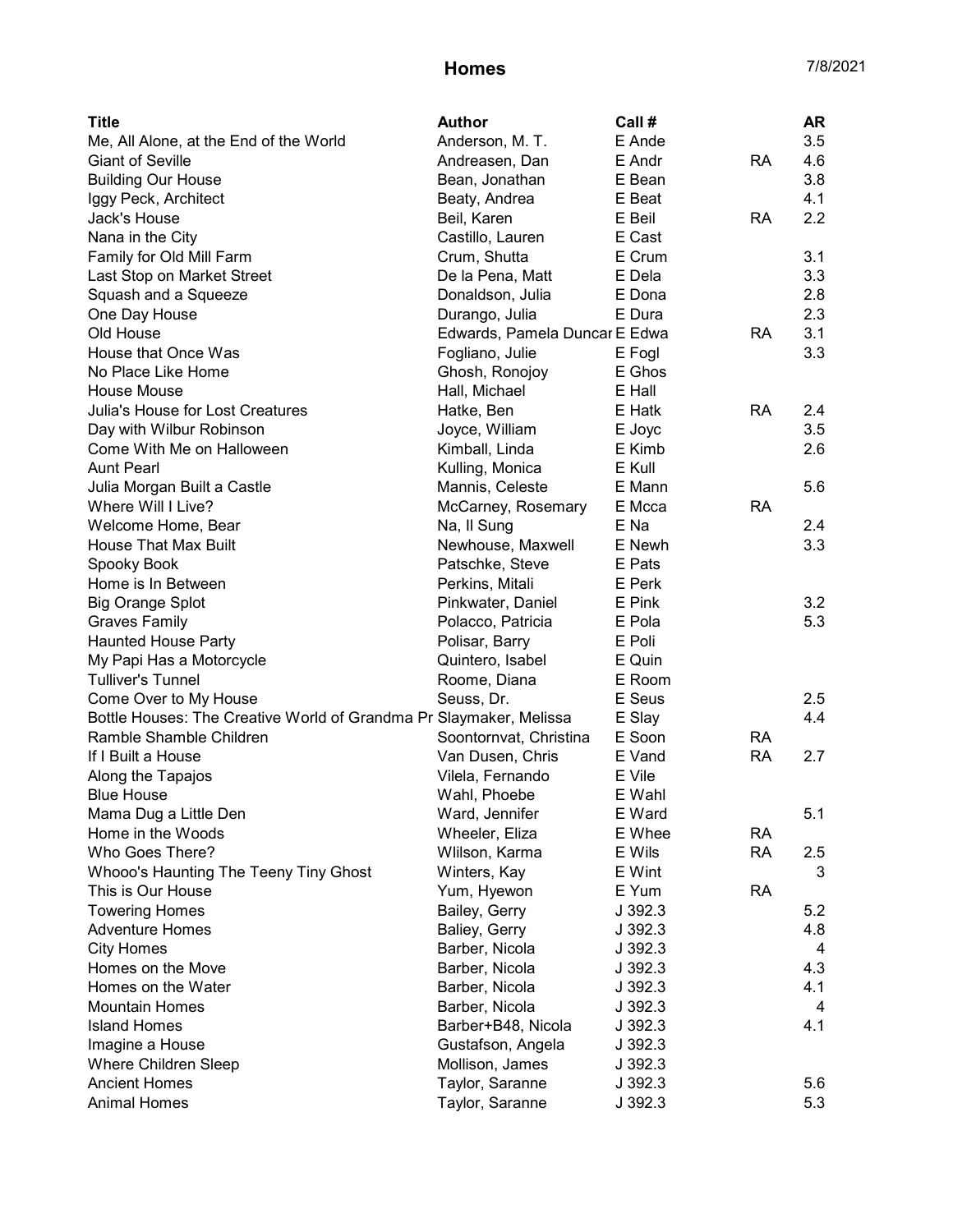# Homes

7/8/2021

| Title | Author | Call # | | AR |
|---|---|---|---|---|
| Me, All Alone, at the End of the World | Anderson, M. T. | E Ande | | 3.5 |
| Giant of Seville | Andreasen, Dan | E Andr | RA | 4.6 |
| Building Our House | Bean, Jonathan | E Bean | | 3.8 |
| Iggy Peck, Architect | Beaty, Andrea | E Beat | | 4.1 |
| Jack's House | Beil, Karen | E Beil | RA | 2.2 |
| Nana in the City | Castillo, Lauren | E Cast | | |
| Family for Old Mill Farm | Crum, Shutta | E Crum | | 3.1 |
| Last Stop on Market Street | De la Pena, Matt | E Dela | | 3.3 |
| Squash and a Squeeze | Donaldson, Julia | E Dona | | 2.8 |
| One Day House | Durango, Julia | E Dura | | 2.3 |
| Old House | Edwards, Pamela Duncar | E Edwa | RA | 3.1 |
| House that Once Was | Fogliano, Julie | E Fogl | | 3.3 |
| No Place Like Home | Ghosh, Ronojoy | E Ghos | | |
| House Mouse | Hall, Michael | E Hall | | |
| Julia's House for Lost Creatures | Hatke, Ben | E Hatk | RA | 2.4 |
| Day with Wilbur Robinson | Joyce, William | E Joyc | | 3.5 |
| Come With Me on Halloween | Kimball, Linda | E Kimb | | 2.6 |
| Aunt Pearl | Kulling, Monica | E Kull | | |
| Julia Morgan Built a Castle | Mannis, Celeste | E Mann | | 5.6 |
| Where Will I Live? | McCarney, Rosemary | E Mcca | RA | |
| Welcome Home, Bear | Na, Il Sung | E Na | | 2.4 |
| House That Max Built | Newhouse, Maxwell | E Newh | | 3.3 |
| Spooky Book | Patschke, Steve | E Pats | | |
| Home is In Between | Perkins, Mitali | E Perk | | |
| Big Orange Splot | Pinkwater, Daniel | E Pink | | 3.2 |
| Graves Family | Polacco, Patricia | E Pola | | 5.3 |
| Haunted House Party | Polisar, Barry | E Poli | | |
| My Papi Has a Motorcycle | Quintero, Isabel | E Quin | | |
| Tulliver's Tunnel | Roome, Diana | E Room | | |
| Come Over to My House | Seuss, Dr. | E Seus | | 2.5 |
| Bottle Houses: The Creative World of Grandma Pr | Slaymaker, Melissa | E Slay | | 4.4 |
| Ramble Shamble Children | Soontornvat, Christina | E Soon | RA | |
| If I Built a House | Van Dusen, Chris | E Vand | RA | 2.7 |
| Along the Tapajos | Vilela, Fernando | E Vile | | |
| Blue House | Wahl, Phoebe | E Wahl | | |
| Mama Dug a Little Den | Ward, Jennifer | E Ward | | 5.1 |
| Home in the Woods | Wheeler, Eliza | E Whee | RA | |
| Who Goes There? | Wlilson, Karma | E Wils | RA | 2.5 |
| Whooo's Haunting The Teeny Tiny Ghost | Winters, Kay | E Wint | | 3 |
| This is Our House | Yum, Hyewon | E Yum | RA | |
| Towering Homes | Bailey, Gerry | J 392.3 | | 5.2 |
| Adventure Homes | Baliey, Gerry | J 392.3 | | 4.8 |
| City Homes | Barber, Nicola | J 392.3 | | 4 |
| Homes on the Move | Barber, Nicola | J 392.3 | | 4.3 |
| Homes on the Water | Barber, Nicola | J 392.3 | | 4.1 |
| Mountain Homes | Barber, Nicola | J 392.3 | | 4 |
| Island Homes | Barber+B48, Nicola | J 392.3 | | 4.1 |
| Imagine a House | Gustafson, Angela | J 392.3 | | |
| Where Children Sleep | Mollison, James | J 392.3 | | |
| Ancient Homes | Taylor, Saranne | J 392.3 | | 5.6 |
| Animal Homes | Taylor, Saranne | J 392.3 | | 5.3 |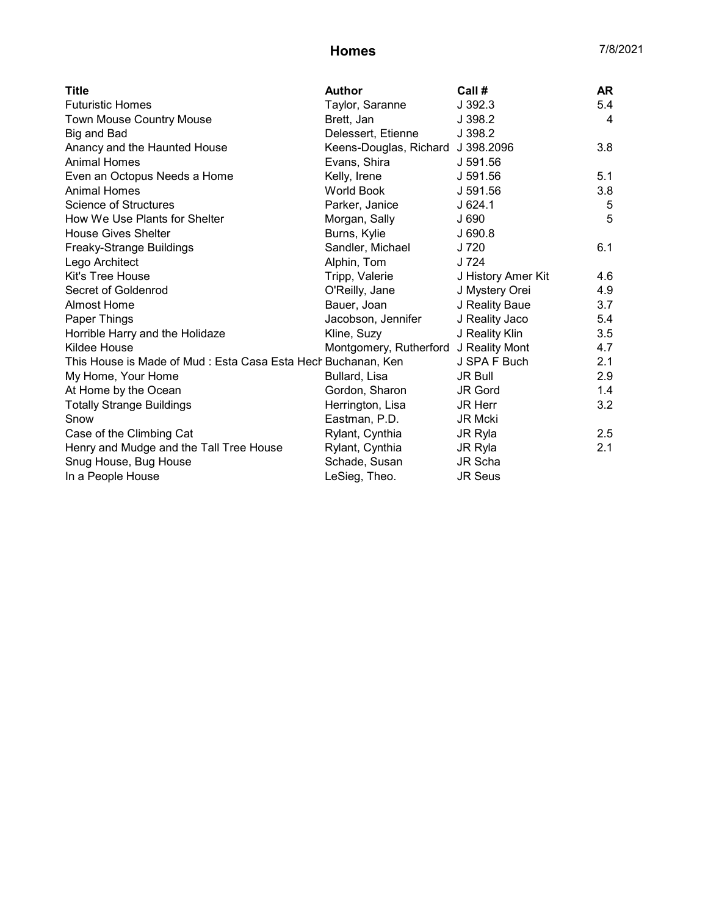# Homes

7/8/2021

| Title | Author | Call # | AR |
|---|---|---|---|
| Futuristic Homes | Taylor, Saranne | J 392.3 | 5.4 |
| Town Mouse Country Mouse | Brett, Jan | J 398.2 | 4 |
| Big and Bad | Delessert, Etienne | J 398.2 | |
| Anancy and the Haunted House | Keens-Douglas, Richard | J 398.2096 | 3.8 |
| Animal Homes | Evans, Shira | J 591.56 | |
| Even an Octopus Needs a Home | Kelly, Irene | J 591.56 | 5.1 |
| Animal Homes | World Book | J 591.56 | 3.8 |
| Science of Structures | Parker, Janice | J 624.1 | 5 |
| How We Use Plants for Shelter | Morgan, Sally | J 690 | 5 |
| House Gives Shelter | Burns, Kylie | J 690.8 | |
| Freaky-Strange Buildings | Sandler, Michael | J 720 | 6.1 |
| Lego Architect | Alphin, Tom | J 724 | |
| Kit's Tree House | Tripp, Valerie | J History Amer Kit | 4.6 |
| Secret of Goldenrod | O'Reilly, Jane | J Mystery Orei | 4.9 |
| Almost Home | Bauer, Joan | J Reality Baue | 3.7 |
| Paper Things | Jacobson, Jennifer | J Reality Jaco | 5.4 |
| Horrible Harry and the Holidaze | Kline, Suzy | J Reality Klin | 3.5 |
| Kildee House | Montgomery, Rutherford | J Reality Mont | 4.7 |
| This House is Made of Mud : Esta Casa Esta Hech | Buchanan, Ken | J SPA F Buch | 2.1 |
| My Home, Your Home | Bullard, Lisa | JR Bull | 2.9 |
| At Home by the Ocean | Gordon, Sharon | JR Gord | 1.4 |
| Totally Strange Buildings | Herrington, Lisa | JR Herr | 3.2 |
| Snow | Eastman, P.D. | JR Mcki | |
| Case of the Climbing Cat | Rylant, Cynthia | JR Ryla | 2.5 |
| Henry and Mudge and the Tall Tree House | Rylant, Cynthia | JR Ryla | 2.1 |
| Snug House, Bug House | Schade, Susan | JR Scha | |
| In a People House | LeSieg, Theo. | JR Seus | |